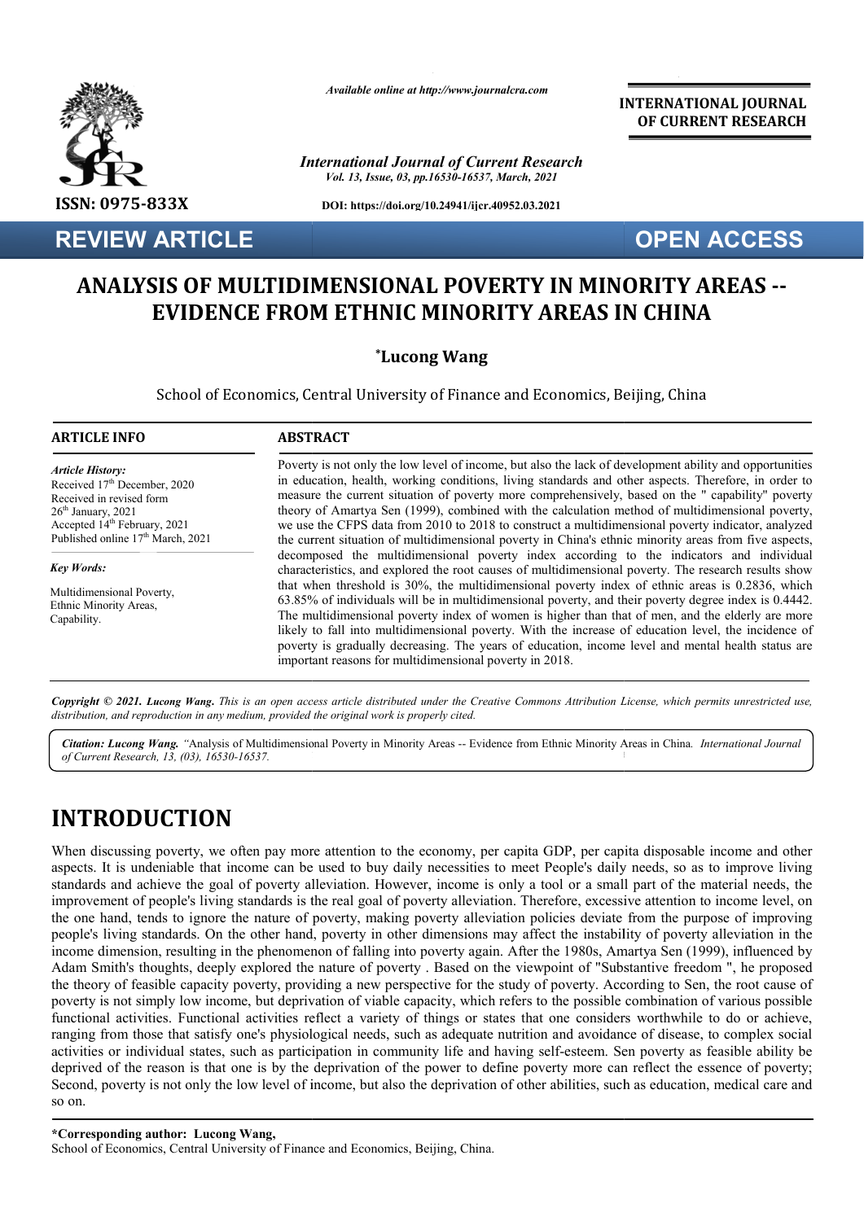**REVIEW ARTICLE** | **OPEN ACCESS**

# ANALYSIS OF MULTIDIMENSIONAL POVERTY IN MINORITY AREAS -- EVIDENCE FROM ETHNIC MINORITY AREAS IN CHINA

**\*Lucong Wang**

School of Economics, Central University of Finance and Economics, Beijing, China

## ARTICLE INFO

*Article History:*

Received 17th December, 2020
Received in revised form 26th January, 2021
Accepted 14th February, 2021
Published online 17th March, 2021

*Key Words:*

Multidimensional Poverty, Ethnic Minority Areas, Capability.

## ABSTRACT

Poverty is not only the low level of income, but also the lack of development ability and opportunities in education, health, working conditions, living standards and other aspects. Therefore, in order to measure the current situation of poverty more comprehensively, based on the " capability" poverty theory of Amartya Sen (1999), combined with the calculation method of multidimensional poverty, we use the CFPS data from 2010 to 2018 to construct a multidimensional poverty indicator, analyzed the current situation of multidimensional poverty in China's ethnic minority areas from five aspects, decomposed the multidimensional poverty index according to the indicators and individual characteristics, and explored the root causes of multidimensional poverty. The research results show that when threshold is 30%, the multidimensional poverty index of ethnic areas is 0.2836, which 63.85% of individuals will be in multidimensional poverty, and their poverty degree index is 0.4442. The multidimensional poverty index of women is higher than that of men, and the elderly are more likely to fall into multidimensional poverty. With the increase of education level, the incidence of poverty is gradually decreasing. The years of education, income level and mental health status are important reasons for multidimensional poverty in 2018.

*Copyright © 2021. Lucong Wang. This is an open access article distributed under the Creative Commons Attribution License, which permits unrestricted use, distribution, and reproduction in any medium, provided the original work is properly cited.*

***Citation: Lucong Wang.** "Analysis of Multidimensional Poverty in Minority Areas -- Evidence from Ethnic Minority Areas in China. International Journal of Current Research, 13, (03), 16530-16537.*

# INTRODUCTION

When discussing poverty, we often pay more attention to the economy, per capita GDP, per capita disposable income and other aspects. It is undeniable that income can be used to buy daily necessities to meet People's daily needs, so as to improve living standards and achieve the goal of poverty alleviation. However, income is only a tool or a small part of the material needs, the improvement of people's living standards is the real goal of poverty alleviation. Therefore, excessive attention to income level, on the one hand, tends to ignore the nature of poverty, making poverty alleviation policies deviate from the purpose of improving people's living standards. On the other hand, poverty in other dimensions may affect the instability of poverty alleviation in the income dimension, resulting in the phenomenon of falling into poverty again. After the 1980s, Amartya Sen (1999), influenced by Adam Smith's thoughts, deeply explored the nature of poverty . Based on the viewpoint of "Substantive freedom ", he proposed the theory of feasible capacity poverty, providing a new perspective for the study of poverty. According to Sen, the root cause of poverty is not simply low income, but deprivation of viable capacity, which refers to the possible combination of various possible functional activities. Functional activities reflect a variety of things or states that one considers worthwhile to do or achieve, ranging from those that satisfy one's physiological needs, such as adequate nutrition and avoidance of disease, to complex social activities or individual states, such as participation in community life and having self-esteem. Sen poverty as feasible ability be deprived of the reason is that one is by the deprivation of the power to define poverty more can reflect the essence of poverty; Second, poverty is not only the low level of income, but also the deprivation of other abilities, such as education, medical care and so on.

**\*Corresponding author: Lucong Wang,**
School of Economics, Central University of Finance and Economics, Beijing, China.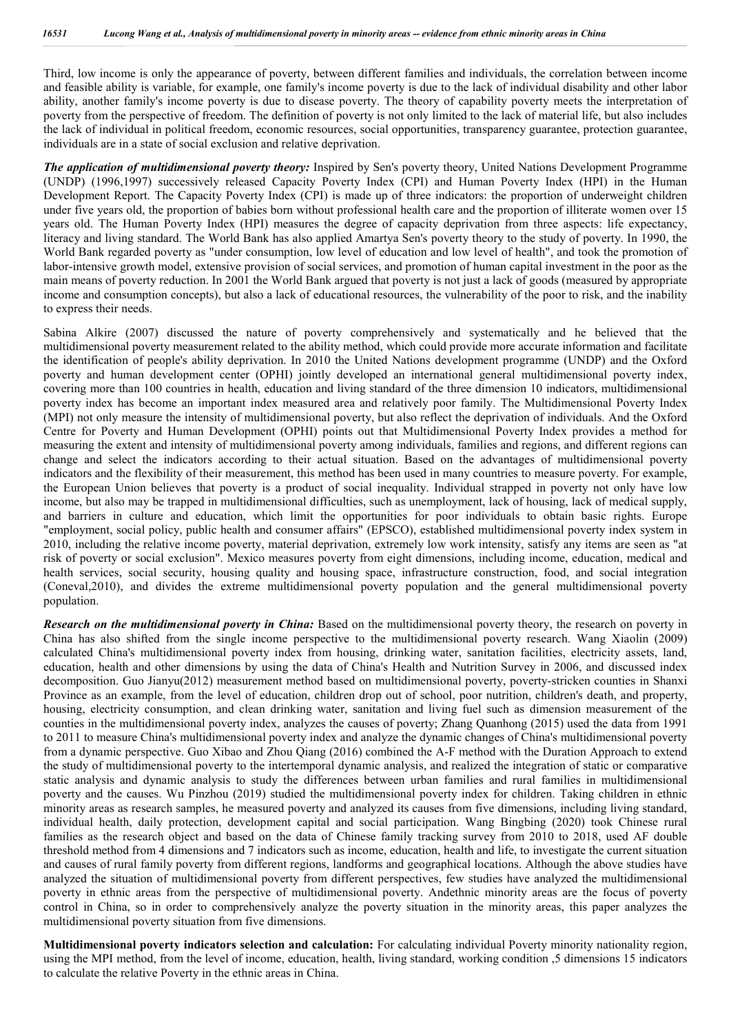Third, low income is only the appearance of poverty, between different families and individuals, the correlation between income and feasible ability is variable, for example, one family's income poverty is due to the lack of individual disability and other labor ability, another family's income poverty is due to disease poverty. The theory of capability poverty meets the interpretation of poverty from the perspective of freedom. The definition of poverty is not only limited to the lack of material life, but also includes the lack of individual in political freedom, economic resources, social opportunities, transparency guarantee, protection guarantee, individuals are in a state of social exclusion and relative deprivation.

***The application of multidimensional poverty theory:*** Inspired by Sen's poverty theory, United Nations Development Programme (UNDP) (1996,1997) successively released Capacity Poverty Index (CPI) and Human Poverty Index (HPI) in the Human Development Report. The Capacity Poverty Index (CPI) is made up of three indicators: the proportion of underweight children under five years old, the proportion of babies born without professional health care and the proportion of illiterate women over 15 years old. The Human Poverty Index (HPI) measures the degree of capacity deprivation from three aspects: life expectancy, literacy and living standard. The World Bank has also applied Amartya Sen's poverty theory to the study of poverty. In 1990, the World Bank regarded poverty as "under consumption, low level of education and low level of health", and took the promotion of labor-intensive growth model, extensive provision of social services, and promotion of human capital investment in the poor as the main means of poverty reduction. In 2001 the World Bank argued that poverty is not just a lack of goods (measured by appropriate income and consumption concepts), but also a lack of educational resources, the vulnerability of the poor to risk, and the inability to express their needs.

Sabina Alkire (2007) discussed the nature of poverty comprehensively and systematically and he believed that the multidimensional poverty measurement related to the ability method, which could provide more accurate information and facilitate the identification of people's ability deprivation. In 2010 the United Nations development programme (UNDP) and the Oxford poverty and human development center (OPHI) jointly developed an international general multidimensional poverty index, covering more than 100 countries in health, education and living standard of the three dimension 10 indicators, multidimensional poverty index has become an important index measured area and relatively poor family. The Multidimensional Poverty Index (MPI) not only measure the intensity of multidimensional poverty, but also reflect the deprivation of individuals. And the Oxford Centre for Poverty and Human Development (OPHI) points out that Multidimensional Poverty Index provides a method for measuring the extent and intensity of multidimensional poverty among individuals, families and regions, and different regions can change and select the indicators according to their actual situation. Based on the advantages of multidimensional poverty indicators and the flexibility of their measurement, this method has been used in many countries to measure poverty. For example, the European Union believes that poverty is a product of social inequality. Individual strapped in poverty not only have low income, but also may be trapped in multidimensional difficulties, such as unemployment, lack of housing, lack of medical supply, and barriers in culture and education, which limit the opportunities for poor individuals to obtain basic rights. Europe "employment, social policy, public health and consumer affairs" (EPSCO), established multidimensional poverty index system in 2010, including the relative income poverty, material deprivation, extremely low work intensity, satisfy any items are seen as "at risk of poverty or social exclusion". Mexico measures poverty from eight dimensions, including income, education, medical and health services, social security, housing quality and housing space, infrastructure construction, food, and social integration (Coneval,2010), and divides the extreme multidimensional poverty population and the general multidimensional poverty population.

***Research on the multidimensional poverty in China:*** Based on the multidimensional poverty theory, the research on poverty in China has also shifted from the single income perspective to the multidimensional poverty research. Wang Xiaolin (2009) calculated China's multidimensional poverty index from housing, drinking water, sanitation facilities, electricity assets, land, education, health and other dimensions by using the data of China's Health and Nutrition Survey in 2006, and discussed index decomposition. Guo Jianyu(2012) measurement method based on multidimensional poverty, poverty-stricken counties in Shanxi Province as an example, from the level of education, children drop out of school, poor nutrition, children's death, and property, housing, electricity consumption, and clean drinking water, sanitation and living fuel such as dimension measurement of the counties in the multidimensional poverty index, analyzes the causes of poverty; Zhang Quanhong (2015) used the data from 1991 to 2011 to measure China's multidimensional poverty index and analyze the dynamic changes of China's multidimensional poverty from a dynamic perspective. Guo Xibao and Zhou Qiang (2016) combined the A-F method with the Duration Approach to extend the study of multidimensional poverty to the intertemporal dynamic analysis, and realized the integration of static or comparative static analysis and dynamic analysis to study the differences between urban families and rural families in multidimensional poverty and the causes. Wu Pinzhou (2019) studied the multidimensional poverty index for children. Taking children in ethnic minority areas as research samples, he measured poverty and analyzed its causes from five dimensions, including living standard, individual health, daily protection, development capital and social participation. Wang Bingbing (2020) took Chinese rural families as the research object and based on the data of Chinese family tracking survey from 2010 to 2018, used AF double threshold method from 4 dimensions and 7 indicators such as income, education, health and life, to investigate the current situation and causes of rural family poverty from different regions, landforms and geographical locations. Although the above studies have analyzed the situation of multidimensional poverty from different perspectives, few studies have analyzed the multidimensional poverty in ethnic areas from the perspective of multidimensional poverty. Andethnic minority areas are the focus of poverty control in China, so in order to comprehensively analyze the poverty situation in the minority areas, this paper analyzes the multidimensional poverty situation from five dimensions.

**Multidimensional poverty indicators selection and calculation:** For calculating individual Poverty minority nationality region, using the MPI method, from the level of income, education, health, living standard, working condition ,5 dimensions 15 indicators to calculate the relative Poverty in the ethnic areas in China.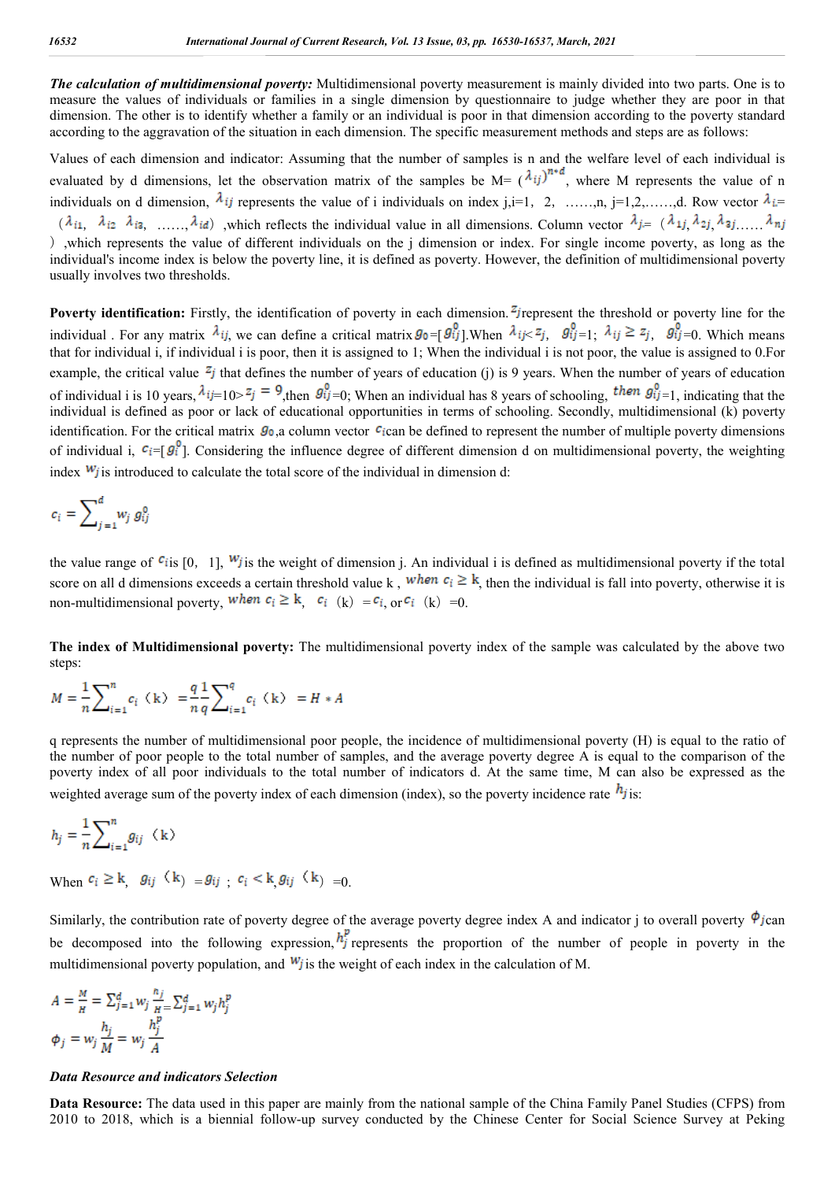***The calculation of multidimensional poverty:*** Multidimensional poverty measurement is mainly divided into two parts. One is to measure the values of individuals or families in a single dimension by questionnaire to judge whether they are poor in that dimension. The other is to identify whether a family or an individual is poor in that dimension according to the poverty standard according to the aggravation of the situation in each dimension. The specific measurement methods and steps are as follows:

Values of each dimension and indicator: Assuming that the number of samples is n and the welfare level of each individual is evaluated by d dimensions, let the observation matrix of the samples be M= $(\lambda_{ij})^{n*d}$, where M represents the value of n individuals on d dimension, $\lambda_{ij}$ represents the value of i individuals on index j,i=1, 2, ……,n, j=1,2,……,d. Row vector $\lambda_{i.}$= ($\lambda_{i1}$, $\lambda_{i2}$ $\lambda_{i3}$, ……,$\lambda_{id}$) ,which reflects the individual value in all dimensions. Column vector $\lambda_{j}$= ($\lambda_{1j}, \lambda_{2j}, \lambda_{3j} \ldots\ldots \lambda_{nj}$ ) ,which represents the value of different individuals on the j dimension or index. For single income poverty, as long as the individual's income index is below the poverty line, it is defined as poverty. However, the definition of multidimensional poverty usually involves two thresholds.

**Poverty identification:** Firstly, the identification of poverty in each dimension. $z_j$represent the threshold or poverty line for the individual . For any matrix $\lambda_{ij}$, we can define a critical matrix $g_0$=[$g_{ij}^0$].When $\lambda_{ij}$< $z_j$, $g_{ij}^0$=1; $\lambda_{ij} \geq z_j$, $g_{ij}^0$=0. Which means that for individual i, if individual i is poor, then it is assigned to 1; When the individual i is not poor, the value is assigned to 0.For example, the critical value $z_j$ that defines the number of years of education (j) is 9 years. When the number of years of education of individual i is 10 years, $\lambda_{ij}$=10> $z_j = 9$,then $g_{ij}^0$=0; When an individual has 8 years of schooling, *then* $g_{ij}^0$=1, indicating that the individual is defined as poor or lack of educational opportunities in terms of schooling. Secondly, multidimensional (k) poverty identification. For the critical matrix $g_0$,a column vector $c_i$can be defined to represent the number of multiple poverty dimensions of individual i, $c_i$=[$g_i^0$]. Considering the influence degree of different dimension d on multidimensional poverty, the weighting index $w_j$is introduced to calculate the total score of the individual in dimension d:

$$c_i = \sum_{j=1}^{d} w_j \, g_{ij}^0$$

the value range of $c_i$is [0, 1], $w_j$is the weight of dimension j. An individual i is defined as multidimensional poverty if the total score on all d dimensions exceeds a certain threshold value k , *when* $c_i \geq k$, then the individual is fall into poverty, otherwise it is non-multidimensional poverty, *when* $c_i \geq k$, $c_i$ (k) =$c_i$, or $c_i$ (k) =0.

**The index of Multidimensional poverty:** The multidimensional poverty index of the sample was calculated by the above two steps:

$$M = \frac{1}{n}\sum_{i=1}^{n} c_i\,(k) = \frac{q}{n}\frac{1}{q}\sum_{i=1}^{q} c_i\,(k) = H * A$$

q represents the number of multidimensional poor people, the incidence of multidimensional poverty (H) is equal to the ratio of the number of poor people to the total number of samples, and the average poverty degree A is equal to the comparison of the poverty index of all poor individuals to the total number of indicators d. At the same time, M can also be expressed as the weighted average sum of the poverty index of each dimension (index), so the poverty incidence rate $h_j$is:

$$h_j = \frac{1}{n}\sum_{i=1}^{n} g_{ij}\,(k)$$

When $c_i \geq k$, $g_{ij}$ (k) =$g_{ij}$ ; $c_i < k$,$g_{ij}$ (k) =0.

Similarly, the contribution rate of poverty degree of the average poverty degree index A and indicator j to overall poverty $\phi_j$can be decomposed into the following expression, $h_j^p$ represents the proportion of the number of people in poverty in the multidimensional poverty population, and $w_j$is the weight of each index in the calculation of M.

$$A = \frac{M}{H} = \sum_{j=1}^{d} w_j \frac{h_j}{H} = \sum_{j=1}^{d} w_j h_j^p$$

$$\phi_j = w_j \frac{h_j}{M} = w_j \frac{h_j^p}{A}$$

***Data Resource and indicators Selection***

**Data Resource:** The data used in this paper are mainly from the national sample of the China Family Panel Studies (CFPS) from 2010 to 2018, which is a biennial follow-up survey conducted by the Chinese Center for Social Science Survey at Peking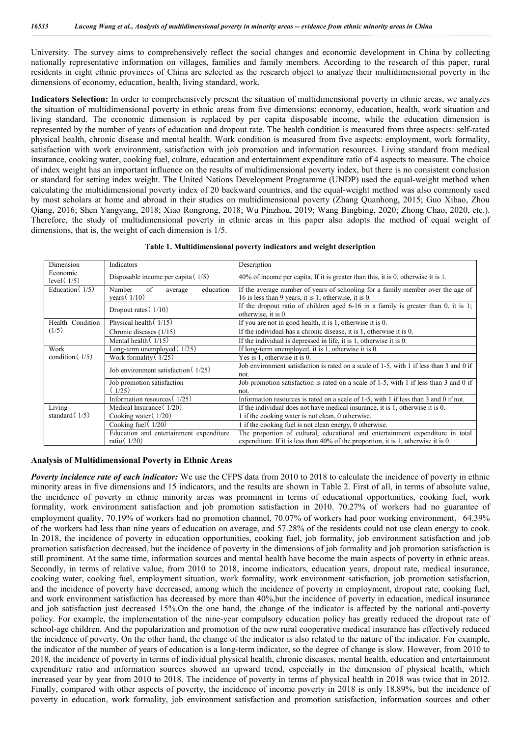University. The survey aims to comprehensively reflect the social changes and economic development in China by collecting nationally representative information on villages, families and family members. According to the research of this paper, rural residents in eight ethnic provinces of China are selected as the research object to analyze their multidimensional poverty in the dimensions of economy, education, health, living standard, work.

**Indicators Selection:** In order to comprehensively present the situation of multidimensional poverty in ethnic areas, we analyzes the situation of multidimensional poverty in ethnic areas from five dimensions: economy, education, health, work situation and living standard. The economic dimension is replaced by per capita disposable income, while the education dimension is represented by the number of years of education and dropout rate. The health condition is measured from three aspects: self-rated physical health, chronic disease and mental health. Work condition is measured from five aspects: employment, work formality, satisfaction with work environment, satisfaction with job promotion and information resources. Living standard from medical insurance, cooking water, cooking fuel, culture, education and entertainment expenditure ratio of 4 aspects to measure. The choice of index weight has an important influence on the results of multidimensional poverty index, but there is no consistent conclusion or standard for setting index weight. The United Nations Development Programme (UNDP) used the equal-weight method when calculating the multidimensional poverty index of 20 backward countries, and the equal-weight method was also commonly used by most scholars at home and abroad in their studies on multidimensional poverty (Zhang Quanhong, 2015; Guo Xibao, Zhou Qiang, 2016; Shen Yangyang, 2018; Xiao Rongrong, 2018; Wu Pinzhou, 2019; Wang Bingbing, 2020; Zhong Chao, 2020, etc.). Therefore, the study of multidimensional poverty in ethnic areas in this paper also adopts the method of equal weight of dimensions, that is, the weight of each dimension is 1/5.

**Table 1. Multidimensional poverty indicators and weight description**

| Dimension | Indicators | Description |
|---|---|---|
| Economic level（1/5） | Disposable income per capita（1/5） | 40% of income per capita, If it is greater than this, it is 0, otherwise it is 1. |
| Education（1/5） | Number of average education years（1/10） | If the average number of years of schooling for a family member over the age of 16 is less than 9 years, it is 1; otherwise, it is 0. |
| | Dropout rates（1/10） | If the dropout ratio of children aged 6-16 in a family is greater than 0, it is 1; otherwise, it is 0. |
| Health Condition (1/5) | Physical health（1/15） | If you are not in good health, it is 1, otherwise it is 0. |
| | Chronic diseases (1/15) | If the individual has a chronic disease, it is 1, otherwise it is 0. |
| | Mental health（1/15） | If the individual is depressed in life, it is 1, otherwise it is 0. |
| Work condition（1/5） | Long-term unemployed（1/25） | If long-term unemployed, it is 1, otherwise it is 0. |
| | Work formality（1/25） | Yes is 1, otherwise it is 0. |
| | Job environment satisfaction（1/25） | Job environment satisfaction is rated on a scale of 1-5, with 1 if less than 3 and 0 if not. |
| | Job promotion satisfaction（1/25） | Job promotion satisfaction is rated on a scale of 1-5, with 1 if less than 3 and 0 if not. |
| | Information resources（1/25） | Information resources is rated on a scale of 1-5, with 1 if less than 3 and 0 if not. |
| Living standard（1/5） | Medical Insurance（1/20） | If the individual does not have medical insurance, it is 1, otherwise it is 0. |
| | Cooking water（1/20） | 1 if the cooking water is not clean, 0 otherwise. |
| | Cooking fuel（1/20） | 1 if the cooking fuel is not clean energy, 0 otherwise. |
| | Education and entertainment expenditure ratio（1/20） | The proportion of cultural, educational and entertainment expenditure in total expenditure. If it is less than 40% of the proportion, it is 1, otherwise it is 0. |

## Analysis of Multidimensional Poverty in Ethnic Areas

***Poverty incidence rate of each indicator:*** We use the CFPS data from 2010 to 2018 to calculate the incidence of poverty in ethnic minority areas in five dimensions and 15 indicators, and the results are shown in Table 2. First of all, in terms of absolute value, the incidence of poverty in ethnic minority areas was prominent in terms of educational opportunities, cooking fuel, work formality, work environment satisfaction and job promotion satisfaction in 2010. 70.27% of workers had no guarantee of employment quality, 70.19% of workers had no promotion channel, 70.07% of workers had poor working environment, 64.39% of the workers had less than nine years of education on average, and 57.28% of the residents could not use clean energy to cook. In 2018, the incidence of poverty in education opportunities, cooking fuel, job formality, job environment satisfaction and job promotion satisfaction decreased, but the incidence of poverty in the dimensions of job formality and job promotion satisfaction is still prominent. At the same time, information sources and mental health have become the main aspects of poverty in ethnic areas. Secondly, in terms of relative value, from 2010 to 2018, income indicators, education years, dropout rate, medical insurance, cooking water, cooking fuel, employment situation, work formality, work environment satisfaction, job promotion satisfaction, and the incidence of poverty have decreased, among which the incidence of poverty in employment, dropout rate, cooking fuel, and work environment satisfaction has decreased by more than 40%,but the incidence of poverty in education, medical insurance and job satisfaction just decreased 15%.On the one hand, the change of the indicator is affected by the national anti-poverty policy. For example, the implementation of the nine-year compulsory education policy has greatly reduced the dropout rate of school-age children. And the popularization and promotion of the new rural cooperative medical insurance has effectively reduced the incidence of poverty. On the other hand, the change of the indicator is also related to the nature of the indicator. For example, the indicator of the number of years of education is a long-term indicator, so the degree of change is slow. However, from 2010 to 2018, the incidence of poverty in terms of individual physical health, chronic diseases, mental health, education and entertainment expenditure ratio and information sources showed an upward trend, especially in the dimension of physical health, which increased year by year from 2010 to 2018. The incidence of poverty in terms of physical health in 2018 was twice that in 2012. Finally, compared with other aspects of poverty, the incidence of income poverty in 2018 is only 18.89%, but the incidence of poverty in education, work formality, job environment satisfaction and promotion satisfaction, information sources and other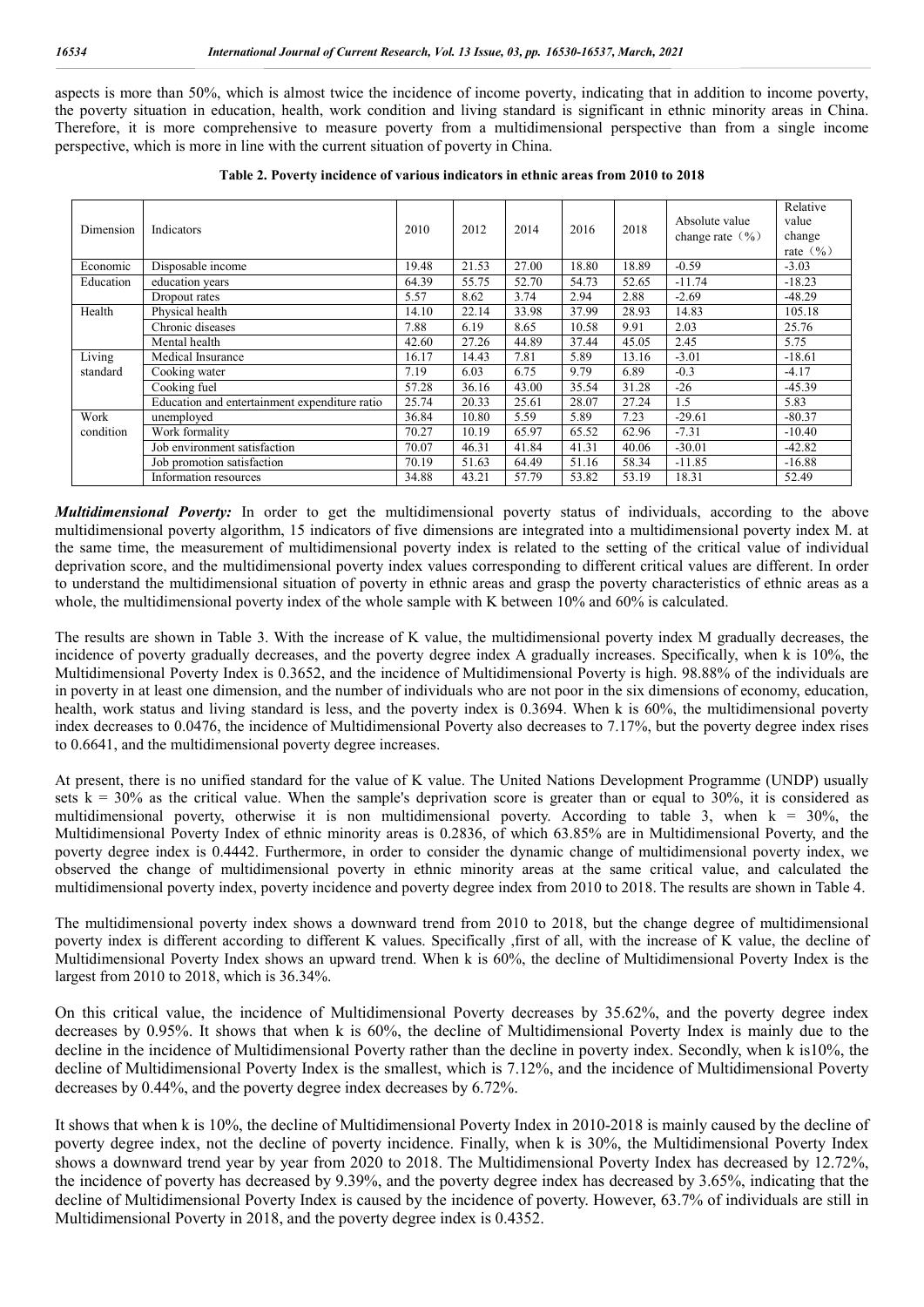aspects is more than 50%, which is almost twice the incidence of income poverty, indicating that in addition to income poverty, the poverty situation in education, health, work condition and living standard is significant in ethnic minority areas in China. Therefore, it is more comprehensive to measure poverty from a multidimensional perspective than from a single income perspective, which is more in line with the current situation of poverty in China.

**Table 2. Poverty incidence of various indicators in ethnic areas from 2010 to 2018**

| Dimension | Indicators | 2010 | 2012 | 2014 | 2016 | 2018 | Absolute value change rate（%） | Relative value change rate（%） |
|---|---|---|---|---|---|---|---|---|
| Economic | Disposable income | 19.48 | 21.53 | 27.00 | 18.80 | 18.89 | -0.59 | -3.03 |
| Education | education years | 64.39 | 55.75 | 52.70 | 54.73 | 52.65 | -11.74 | -18.23 |
| | Dropout rates | 5.57 | 8.62 | 3.74 | 2.94 | 2.88 | -2.69 | -48.29 |
| Health | Physical health | 14.10 | 22.14 | 33.98 | 37.99 | 28.93 | 14.83 | 105.18 |
| | Chronic diseases | 7.88 | 6.19 | 8.65 | 10.58 | 9.91 | 2.03 | 25.76 |
| | Mental health | 42.60 | 27.26 | 44.89 | 37.44 | 45.05 | 2.45 | 5.75 |
| Living standard | Medical Insurance | 16.17 | 14.43 | 7.81 | 5.89 | 13.16 | -3.01 | -18.61 |
| | Cooking water | 7.19 | 6.03 | 6.75 | 9.79 | 6.89 | -0.3 | -4.17 |
| | Cooking fuel | 57.28 | 36.16 | 43.00 | 35.54 | 31.28 | -26 | -45.39 |
| | Education and entertainment expenditure ratio | 25.74 | 20.33 | 25.61 | 28.07 | 27.24 | 1.5 | 5.83 |
| Work condition | unemployed | 36.84 | 10.80 | 5.59 | 5.89 | 7.23 | -29.61 | -80.37 |
| | Work formality | 70.27 | 10.19 | 65.97 | 65.52 | 62.96 | -7.31 | -10.40 |
| | Job environment satisfaction | 70.07 | 46.31 | 41.84 | 41.31 | 40.06 | -30.01 | -42.82 |
| | Job promotion satisfaction | 70.19 | 51.63 | 64.49 | 51.16 | 58.34 | -11.85 | -16.88 |
| | Information resources | 34.88 | 43.21 | 57.79 | 53.82 | 53.19 | 18.31 | 52.49 |

***Multidimensional Poverty:*** In order to get the multidimensional poverty status of individuals, according to the above multidimensional poverty algorithm, 15 indicators of five dimensions are integrated into a multidimensional poverty index M. at the same time, the measurement of multidimensional poverty index is related to the setting of the critical value of individual deprivation score, and the multidimensional poverty index values corresponding to different critical values are different. In order to understand the multidimensional situation of poverty in ethnic areas and grasp the poverty characteristics of ethnic areas as a whole, the multidimensional poverty index of the whole sample with K between 10% and 60% is calculated.

The results are shown in Table 3. With the increase of K value, the multidimensional poverty index M gradually decreases, the incidence of poverty gradually decreases, and the poverty degree index A gradually increases. Specifically, when k is 10%, the Multidimensional Poverty Index is 0.3652, and the incidence of Multidimensional Poverty is high. 98.88% of the individuals are in poverty in at least one dimension, and the number of individuals who are not poor in the six dimensions of economy, education, health, work status and living standard is less, and the poverty index is 0.3694. When k is 60%, the multidimensional poverty index decreases to 0.0476, the incidence of Multidimensional Poverty also decreases to 7.17%, but the poverty degree index rises to 0.6641, and the multidimensional poverty degree increases.

At present, there is no unified standard for the value of K value. The United Nations Development Programme (UNDP) usually sets k = 30% as the critical value. When the sample's deprivation score is greater than or equal to 30%, it is considered as multidimensional poverty, otherwise it is non multidimensional poverty. According to table 3, when k = 30%, the Multidimensional Poverty Index of ethnic minority areas is 0.2836, of which 63.85% are in Multidimensional Poverty, and the poverty degree index is 0.4442. Furthermore, in order to consider the dynamic change of multidimensional poverty index, we observed the change of multidimensional poverty in ethnic minority areas at the same critical value, and calculated the multidimensional poverty index, poverty incidence and poverty degree index from 2010 to 2018. The results are shown in Table 4.

The multidimensional poverty index shows a downward trend from 2010 to 2018, but the change degree of multidimensional poverty index is different according to different K values. Specifically ,first of all, with the increase of K value, the decline of Multidimensional Poverty Index shows an upward trend. When k is 60%, the decline of Multidimensional Poverty Index is the largest from 2010 to 2018, which is 36.34%.

On this critical value, the incidence of Multidimensional Poverty decreases by 35.62%, and the poverty degree index decreases by 0.95%. It shows that when k is 60%, the decline of Multidimensional Poverty Index is mainly due to the decline in the incidence of Multidimensional Poverty rather than the decline in poverty index. Secondly, when k is10%, the decline of Multidimensional Poverty Index is the smallest, which is 7.12%, and the incidence of Multidimensional Poverty decreases by 0.44%, and the poverty degree index decreases by 6.72%.

It shows that when k is 10%, the decline of Multidimensional Poverty Index in 2010-2018 is mainly caused by the decline of poverty degree index, not the decline of poverty incidence. Finally, when k is 30%, the Multidimensional Poverty Index shows a downward trend year by year from 2020 to 2018. The Multidimensional Poverty Index has decreased by 12.72%, the incidence of poverty has decreased by 9.39%, and the poverty degree index has decreased by 3.65%, indicating that the decline of Multidimensional Poverty Index is caused by the incidence of poverty. However, 63.7% of individuals are still in Multidimensional Poverty in 2018, and the poverty degree index is 0.4352.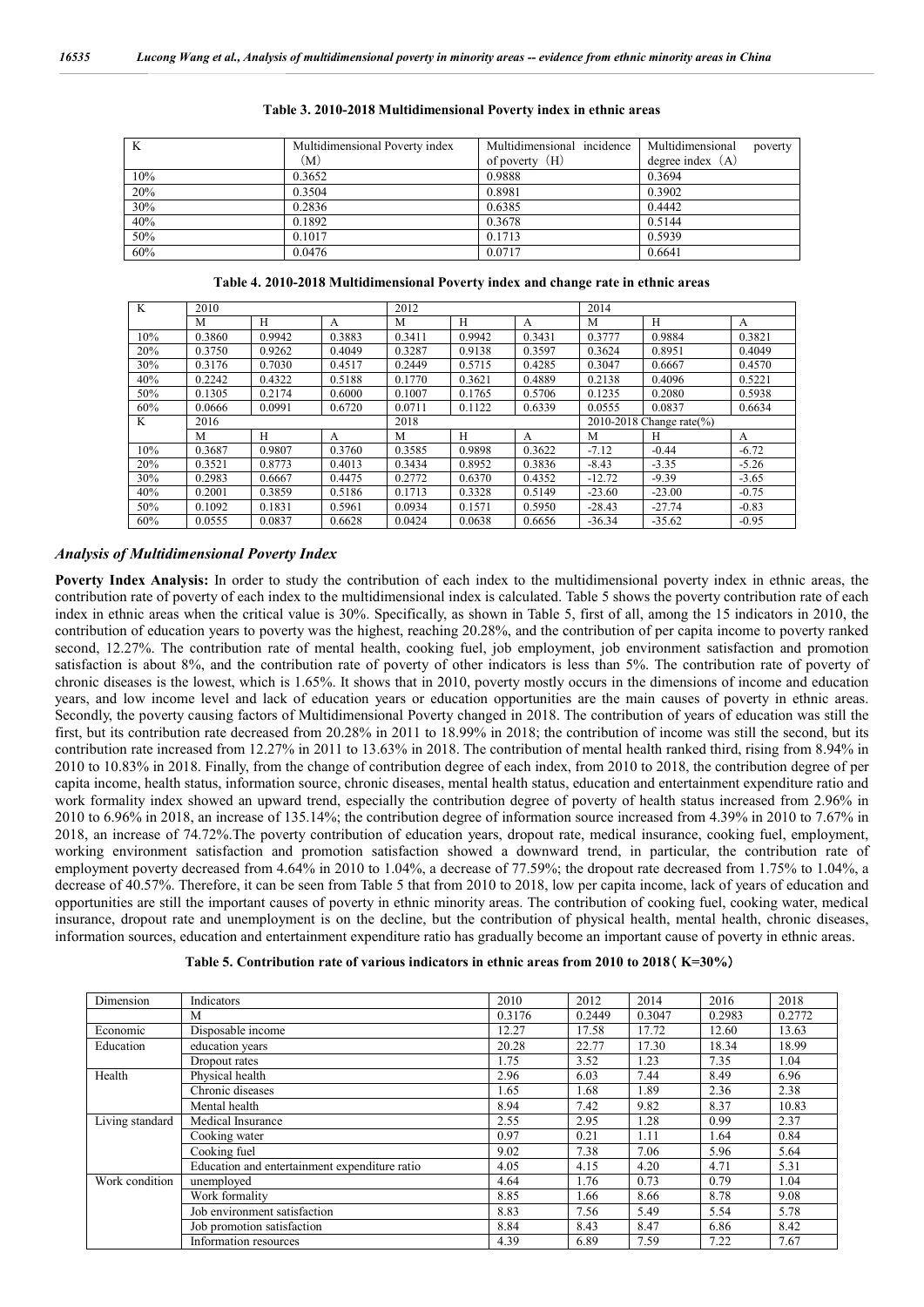**Table 3. 2010-2018 Multidimensional Poverty index in ethnic areas**

| K | Multidimensional Poverty index (M) | Multidimensional incidence of poverty (H) | Multidimensional poverty degree index (A) |
|---|---|---|---|
| 10% | 0.3652 | 0.9888 | 0.3694 |
| 20% | 0.3504 | 0.8981 | 0.3902 |
| 30% | 0.2836 | 0.6385 | 0.4442 |
| 40% | 0.1892 | 0.3678 | 0.5144 |
| 50% | 0.1017 | 0.1713 | 0.5939 |
| 60% | 0.0476 | 0.0717 | 0.6641 |

**Table 4. 2010-2018 Multidimensional Poverty index and change rate in ethnic areas**

| K | 2010 | | | 2012 | | | 2014 | | |
|---|---|---|---|---|---|---|---|---|---|
| | M | H | A | M | H | A | M | H | A |
| 10% | 0.3860 | 0.9942 | 0.3883 | 0.3411 | 0.9942 | 0.3431 | 0.3777 | 0.9884 | 0.3821 |
| 20% | 0.3750 | 0.9262 | 0.4049 | 0.3287 | 0.9138 | 0.3597 | 0.3624 | 0.8951 | 0.4049 |
| 30% | 0.3176 | 0.7030 | 0.4517 | 0.2449 | 0.5715 | 0.4285 | 0.3047 | 0.6667 | 0.4570 |
| 40% | 0.2242 | 0.4322 | 0.5188 | 0.1770 | 0.3621 | 0.4889 | 0.2138 | 0.4096 | 0.5221 |
| 50% | 0.1305 | 0.2174 | 0.6000 | 0.1007 | 0.1765 | 0.5706 | 0.1235 | 0.2080 | 0.5938 |
| 60% | 0.0666 | 0.0991 | 0.6720 | 0.0711 | 0.1122 | 0.6339 | 0.0555 | 0.0837 | 0.6634 |
| K | 2016 | | | 2018 | | | 2010-2018 Change rate(%) | | |
| | M | H | A | M | H | A | M | H | A |
| 10% | 0.3687 | 0.9807 | 0.3760 | 0.3585 | 0.9898 | 0.3622 | -7.12 | -0.44 | -6.72 |
| 20% | 0.3521 | 0.8773 | 0.4013 | 0.3434 | 0.8952 | 0.3836 | -8.43 | -3.35 | -5.26 |
| 30% | 0.2983 | 0.6667 | 0.4475 | 0.2772 | 0.6370 | 0.4352 | -12.72 | -9.39 | -3.65 |
| 40% | 0.2001 | 0.3859 | 0.5186 | 0.1713 | 0.3328 | 0.5149 | -23.60 | -23.00 | -0.75 |
| 50% | 0.1092 | 0.1831 | 0.5961 | 0.0934 | 0.1571 | 0.5950 | -28.43 | -27.74 | -0.83 |
| 60% | 0.0555 | 0.0837 | 0.6628 | 0.0424 | 0.0638 | 0.6656 | -36.34 | -35.62 | -0.95 |

### *Analysis of Multidimensional Poverty Index*

**Poverty Index Analysis:** In order to study the contribution of each index to the multidimensional poverty index in ethnic areas, the contribution rate of poverty of each index to the multidimensional index is calculated. Table 5 shows the poverty contribution rate of each index in ethnic areas when the critical value is 30%. Specifically, as shown in Table 5, first of all, among the 15 indicators in 2010, the contribution of education years to poverty was the highest, reaching 20.28%, and the contribution of per capita income to poverty ranked second, 12.27%. The contribution rate of mental health, cooking fuel, job employment, job environment satisfaction and promotion satisfaction is about 8%, and the contribution rate of poverty of other indicators is less than 5%. The contribution rate of poverty of chronic diseases is the lowest, which is 1.65%. It shows that in 2010, poverty mostly occurs in the dimensions of income and education years, and low income level and lack of education years or education opportunities are the main causes of poverty in ethnic areas. Secondly, the poverty causing factors of Multidimensional Poverty changed in 2018. The contribution of years of education was still the first, but its contribution rate decreased from 20.28% in 2011 to 18.99% in 2018; the contribution of income was still the second, but its contribution rate increased from 12.27% in 2011 to 13.63% in 2018. The contribution of mental health ranked third, rising from 8.94% in 2010 to 10.83% in 2018. Finally, from the change of contribution degree of each index, from 2010 to 2018, the contribution degree of per capita income, health status, information source, chronic diseases, mental health status, education and entertainment expenditure ratio and work formality index showed an upward trend, especially the contribution degree of poverty of health status increased from 2.96% in 2010 to 6.96% in 2018, an increase of 135.14%; the contribution degree of information source increased from 4.39% in 2010 to 7.67% in 2018, an increase of 74.72%.The poverty contribution of education years, dropout rate, medical insurance, cooking fuel, employment, working environment satisfaction and promotion satisfaction showed a downward trend, in particular, the contribution rate of employment poverty decreased from 4.64% in 2010 to 1.04%, a decrease of 77.59%; the dropout rate decreased from 1.75% to 1.04%, a decrease of 40.57%. Therefore, it can be seen from Table 5 that from 2010 to 2018, low per capita income, lack of years of education and opportunities are still the important causes of poverty in ethnic minority areas. The contribution of cooking fuel, cooking water, medical insurance, dropout rate and unemployment is on the decline, but the contribution of physical health, mental health, chronic diseases, information sources, education and entertainment expenditure ratio has gradually become an important cause of poverty in ethnic areas.

**Table 5. Contribution rate of various indicators in ethnic areas from 2010 to 2018（K=30%）**

| Dimension | Indicators | 2010 | 2012 | 2014 | 2016 | 2018 |
|---|---|---|---|---|---|---|
| | M | 0.3176 | 0.2449 | 0.3047 | 0.2983 | 0.2772 |
| Economic | Disposable income | 12.27 | 17.58 | 17.72 | 12.60 | 13.63 |
| Education | education years | 20.28 | 22.77 | 17.30 | 18.34 | 18.99 |
| | Dropout rates | 1.75 | 3.52 | 1.23 | 7.35 | 1.04 |
| Health | Physical health | 2.96 | 6.03 | 7.44 | 8.49 | 6.96 |
| | Chronic diseases | 1.65 | 1.68 | 1.89 | 2.36 | 2.38 |
| | Mental health | 8.94 | 7.42 | 9.82 | 8.37 | 10.83 |
| Living standard | Medical Insurance | 2.55 | 2.95 | 1.28 | 0.99 | 2.37 |
| | Cooking water | 0.97 | 0.21 | 1.11 | 1.64 | 0.84 |
| | Cooking fuel | 9.02 | 7.38 | 7.06 | 5.96 | 5.64 |
| | Education and entertainment expenditure ratio | 4.05 | 4.15 | 4.20 | 4.71 | 5.31 |
| Work condition | unemployed | 4.64 | 1.76 | 0.73 | 0.79 | 1.04 |
| | Work formality | 8.85 | 1.66 | 8.66 | 8.78 | 9.08 |
| | Job environment satisfaction | 8.83 | 7.56 | 5.49 | 5.54 | 5.78 |
| | Job promotion satisfaction | 8.84 | 8.43 | 8.47 | 6.86 | 8.42 |
| | Information resources | 4.39 | 6.89 | 7.59 | 7.22 | 7.67 |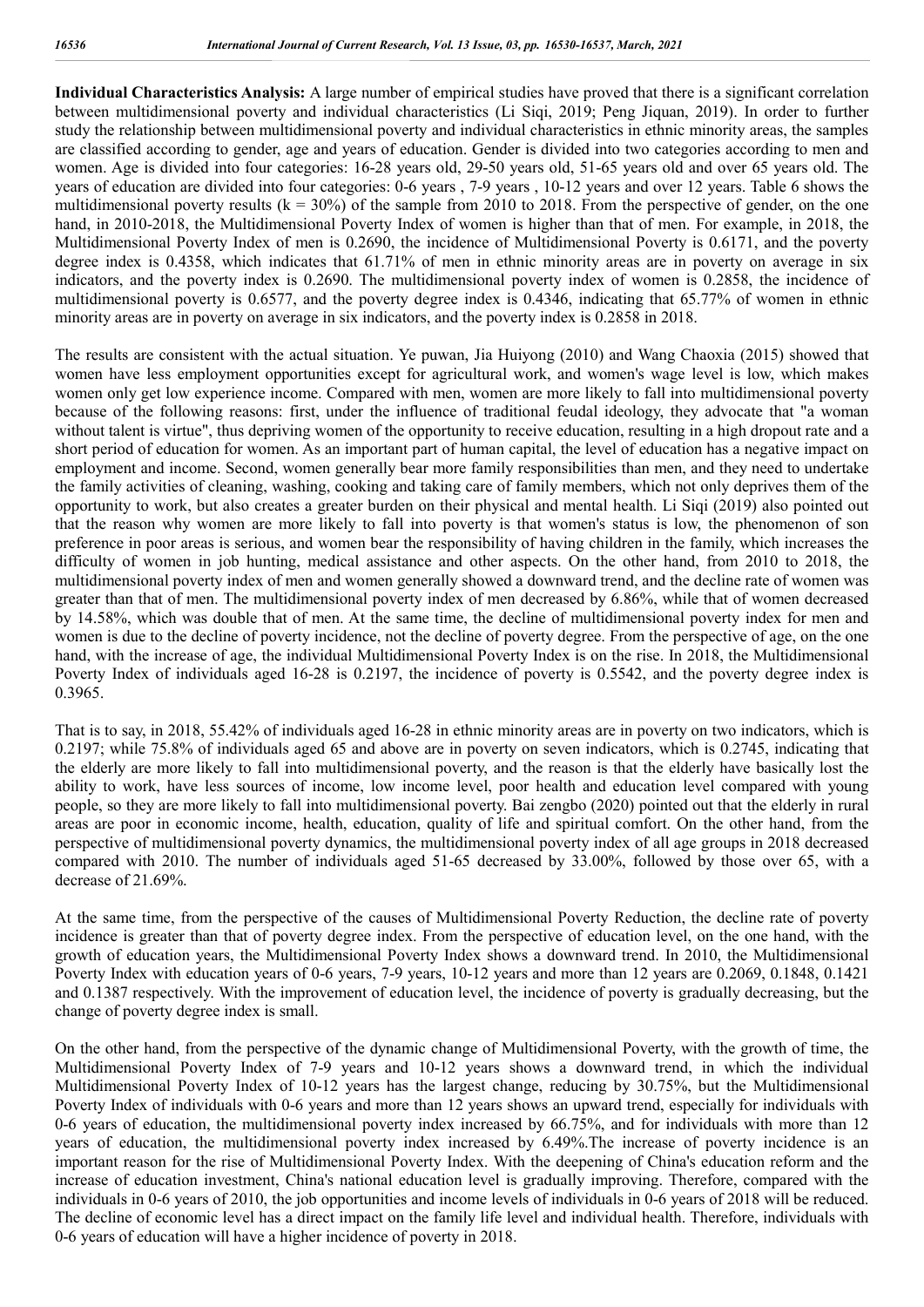**Individual Characteristics Analysis:** A large number of empirical studies have proved that there is a significant correlation between multidimensional poverty and individual characteristics (Li Siqi, 2019; Peng Jiquan, 2019). In order to further study the relationship between multidimensional poverty and individual characteristics in ethnic minority areas, the samples are classified according to gender, age and years of education. Gender is divided into two categories according to men and women. Age is divided into four categories: 16-28 years old, 29-50 years old, 51-65 years old and over 65 years old. The years of education are divided into four categories: 0-6 years , 7-9 years , 10-12 years and over 12 years. Table 6 shows the multidimensional poverty results (k = 30%) of the sample from 2010 to 2018. From the perspective of gender, on the one hand, in 2010-2018, the Multidimensional Poverty Index of women is higher than that of men. For example, in 2018, the Multidimensional Poverty Index of men is 0.2690, the incidence of Multidimensional Poverty is 0.6171, and the poverty degree index is 0.4358, which indicates that 61.71% of men in ethnic minority areas are in poverty on average in six indicators, and the poverty index is 0.2690. The multidimensional poverty index of women is 0.2858, the incidence of multidimensional poverty is 0.6577, and the poverty degree index is 0.4346, indicating that 65.77% of women in ethnic minority areas are in poverty on average in six indicators, and the poverty index is 0.2858 in 2018.

The results are consistent with the actual situation. Ye puwan, Jia Huiyong (2010) and Wang Chaoxia (2015) showed that women have less employment opportunities except for agricultural work, and women's wage level is low, which makes women only get low experience income. Compared with men, women are more likely to fall into multidimensional poverty because of the following reasons: first, under the influence of traditional feudal ideology, they advocate that "a woman without talent is virtue", thus depriving women of the opportunity to receive education, resulting in a high dropout rate and a short period of education for women. As an important part of human capital, the level of education has a negative impact on employment and income. Second, women generally bear more family responsibilities than men, and they need to undertake the family activities of cleaning, washing, cooking and taking care of family members, which not only deprives them of the opportunity to work, but also creates a greater burden on their physical and mental health. Li Siqi (2019) also pointed out that the reason why women are more likely to fall into poverty is that women's status is low, the phenomenon of son preference in poor areas is serious, and women bear the responsibility of having children in the family, which increases the difficulty of women in job hunting, medical assistance and other aspects. On the other hand, from 2010 to 2018, the multidimensional poverty index of men and women generally showed a downward trend, and the decline rate of women was greater than that of men. The multidimensional poverty index of men decreased by 6.86%, while that of women decreased by 14.58%, which was double that of men. At the same time, the decline of multidimensional poverty index for men and women is due to the decline of poverty incidence, not the decline of poverty degree. From the perspective of age, on the one hand, with the increase of age, the individual Multidimensional Poverty Index is on the rise. In 2018, the Multidimensional Poverty Index of individuals aged 16-28 is 0.2197, the incidence of poverty is 0.5542, and the poverty degree index is 0.3965.

That is to say, in 2018, 55.42% of individuals aged 16-28 in ethnic minority areas are in poverty on two indicators, which is 0.2197; while 75.8% of individuals aged 65 and above are in poverty on seven indicators, which is 0.2745, indicating that the elderly are more likely to fall into multidimensional poverty, and the reason is that the elderly have basically lost the ability to work, have less sources of income, low income level, poor health and education level compared with young people, so they are more likely to fall into multidimensional poverty. Bai zengbo (2020) pointed out that the elderly in rural areas are poor in economic income, health, education, quality of life and spiritual comfort. On the other hand, from the perspective of multidimensional poverty dynamics, the multidimensional poverty index of all age groups in 2018 decreased compared with 2010. The number of individuals aged 51-65 decreased by 33.00%, followed by those over 65, with a decrease of 21.69%.

At the same time, from the perspective of the causes of Multidimensional Poverty Reduction, the decline rate of poverty incidence is greater than that of poverty degree index. From the perspective of education level, on the one hand, with the growth of education years, the Multidimensional Poverty Index shows a downward trend. In 2010, the Multidimensional Poverty Index with education years of 0-6 years, 7-9 years, 10-12 years and more than 12 years are 0.2069, 0.1848, 0.1421 and 0.1387 respectively. With the improvement of education level, the incidence of poverty is gradually decreasing, but the change of poverty degree index is small.

On the other hand, from the perspective of the dynamic change of Multidimensional Poverty, with the growth of time, the Multidimensional Poverty Index of 7-9 years and 10-12 years shows a downward trend, in which the individual Multidimensional Poverty Index of 10-12 years has the largest change, reducing by 30.75%, but the Multidimensional Poverty Index of individuals with 0-6 years and more than 12 years shows an upward trend, especially for individuals with 0-6 years of education, the multidimensional poverty index increased by 66.75%, and for individuals with more than 12 years of education, the multidimensional poverty index increased by 6.49%.The increase of poverty incidence is an important reason for the rise of Multidimensional Poverty Index. With the deepening of China's education reform and the increase of education investment, China's national education level is gradually improving. Therefore, compared with the individuals in 0-6 years of 2010, the job opportunities and income levels of individuals in 0-6 years of 2018 will be reduced. The decline of economic level has a direct impact on the family life level and individual health. Therefore, individuals with 0-6 years of education will have a higher incidence of poverty in 2018.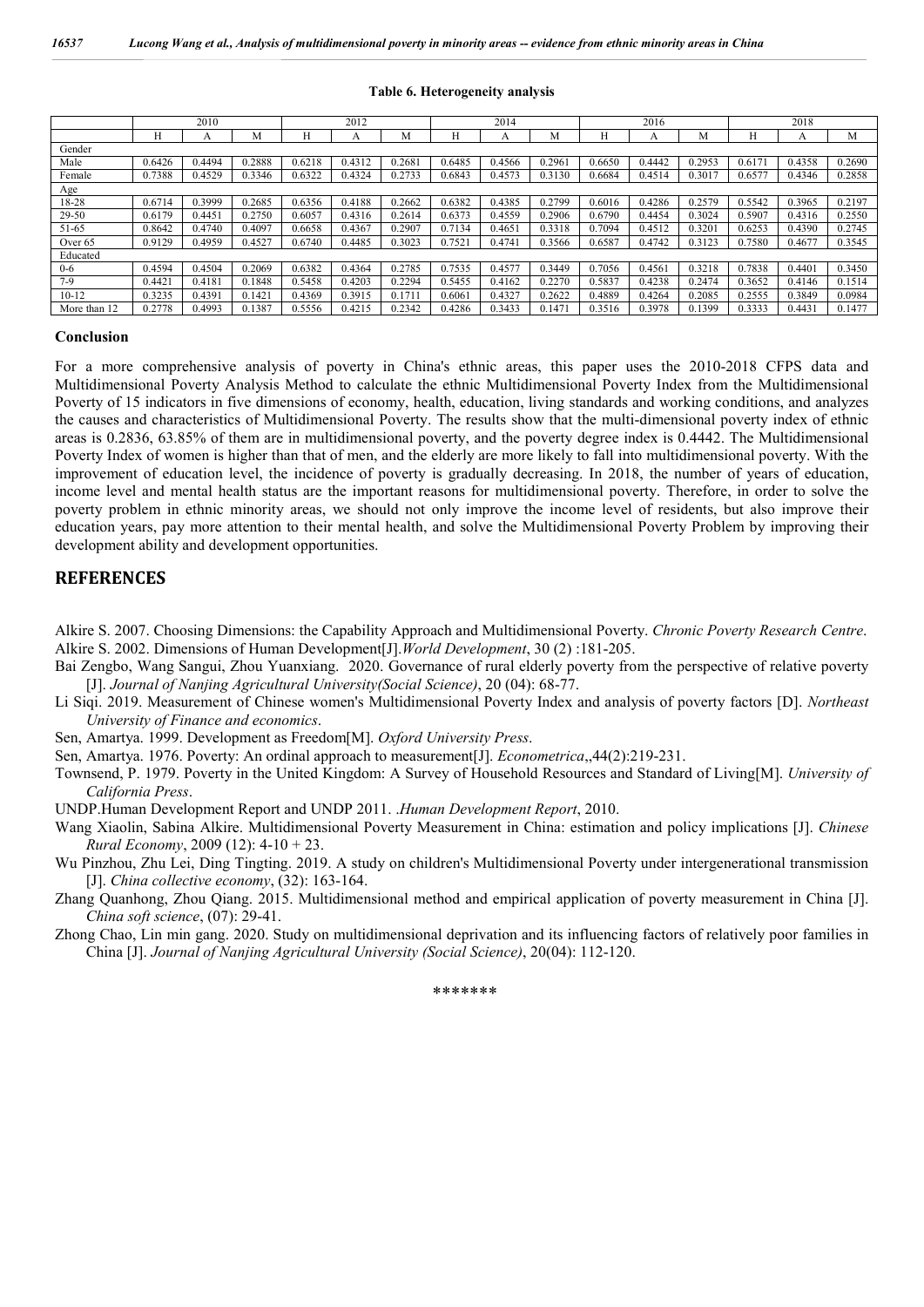**Table 6. Heterogeneity analysis**

| | 2010 | | | 2012 | | | 2014 | | | 2016 | | | 2018 | | |
|---|---|---|---|---|---|---|---|---|---|---|---|---|---|---|---|
| | H | A | M | H | A | M | H | A | M | H | A | M | H | A | M |
| Gender | | | | | | | | | | | | | | | |
| Male | 0.6426 | 0.4494 | 0.2888 | 0.6218 | 0.4312 | 0.2681 | 0.6485 | 0.4566 | 0.2961 | 0.6650 | 0.4442 | 0.2953 | 0.6171 | 0.4358 | 0.2690 |
| Female | 0.7388 | 0.4529 | 0.3346 | 0.6322 | 0.4324 | 0.2733 | 0.6843 | 0.4573 | 0.3130 | 0.6684 | 0.4514 | 0.3017 | 0.6577 | 0.4346 | 0.2858 |
| Age | | | | | | | | | | | | | | | |
| 18-28 | 0.6714 | 0.3999 | 0.2685 | 0.6356 | 0.4188 | 0.2662 | 0.6382 | 0.4385 | 0.2799 | 0.6016 | 0.4286 | 0.2579 | 0.5542 | 0.3965 | 0.2197 |
| 29-50 | 0.6179 | 0.4451 | 0.2750 | 0.6057 | 0.4316 | 0.2614 | 0.6373 | 0.4559 | 0.2906 | 0.6790 | 0.4454 | 0.3024 | 0.5907 | 0.4316 | 0.2550 |
| 51-65 | 0.8642 | 0.4740 | 0.4097 | 0.6658 | 0.4367 | 0.2907 | 0.7134 | 0.4651 | 0.3318 | 0.7094 | 0.4512 | 0.3201 | 0.6253 | 0.4390 | 0.2745 |
| Over 65 | 0.9129 | 0.4959 | 0.4527 | 0.6740 | 0.4485 | 0.3023 | 0.7521 | 0.4741 | 0.3566 | 0.6587 | 0.4742 | 0.3123 | 0.7580 | 0.4677 | 0.3545 |
| Educated | | | | | | | | | | | | | | | |
| 0-6 | 0.4594 | 0.4504 | 0.2069 | 0.6382 | 0.4364 | 0.2785 | 0.7535 | 0.4577 | 0.3449 | 0.7056 | 0.4561 | 0.3218 | 0.7838 | 0.4401 | 0.3450 |
| 7-9 | 0.4421 | 0.4181 | 0.1848 | 0.5458 | 0.4203 | 0.2294 | 0.5455 | 0.4162 | 0.2270 | 0.5837 | 0.4238 | 0.2474 | 0.3652 | 0.4146 | 0.1514 |
| 10-12 | 0.3235 | 0.4391 | 0.1421 | 0.4369 | 0.3915 | 0.1711 | 0.6061 | 0.4327 | 0.2622 | 0.4889 | 0.4264 | 0.2085 | 0.2555 | 0.3849 | 0.0984 |
| More than 12 | 0.2778 | 0.4993 | 0.1387 | 0.5556 | 0.4215 | 0.2342 | 0.4286 | 0.3433 | 0.1471 | 0.3516 | 0.3978 | 0.1399 | 0.3333 | 0.4431 | 0.1477 |

## Conclusion

For a more comprehensive analysis of poverty in China's ethnic areas, this paper uses the 2010-2018 CFPS data and Multidimensional Poverty Analysis Method to calculate the ethnic Multidimensional Poverty Index from the Multidimensional Poverty of 15 indicators in five dimensions of economy, health, education, living standards and working conditions, and analyzes the causes and characteristics of Multidimensional Poverty. The results show that the multi-dimensional poverty index of ethnic areas is 0.2836, 63.85% of them are in multidimensional poverty, and the poverty degree index is 0.4442. The Multidimensional Poverty Index of women is higher than that of men, and the elderly are more likely to fall into multidimensional poverty. With the improvement of education level, the incidence of poverty is gradually decreasing. In 2018, the number of years of education, income level and mental health status are the important reasons for multidimensional poverty. Therefore, in order to solve the poverty problem in ethnic minority areas, we should not only improve the income level of residents, but also improve their education years, pay more attention to their mental health, and solve the Multidimensional Poverty Problem by improving their development ability and development opportunities.

## REFERENCES

Alkire S. 2007. Choosing Dimensions: the Capability Approach and Multidimensional Poverty. *Chronic Poverty Research Centre*.

Alkire S. 2002. Dimensions of Human Development[J].*World Development*, 30 (2) :181-205.

Bai Zengbo, Wang Sangui, Zhou Yuanxiang. 2020. Governance of rural elderly poverty from the perspective of relative poverty [J]. *Journal of Nanjing Agricultural University(Social Science)*, 20 (04): 68-77.

Li Siqi. 2019. Measurement of Chinese women's Multidimensional Poverty Index and analysis of poverty factors [D]. *Northeast University of Finance and economics*.

Sen, Amartya. 1999. Development as Freedom[M]. *Oxford University Press*.

Sen, Amartya. 1976. Poverty: An ordinal approach to measurement[J]. *Econometrica*,,44(2):219-231.

Townsend, P. 1979. Poverty in the United Kingdom: A Survey of Household Resources and Standard of Living[M]. *University of California Press*.

UNDP.Human Development Report and UNDP 2011. .*Human Development Report*, 2010.

Wang Xiaolin, Sabina Alkire. Multidimensional Poverty Measurement in China: estimation and policy implications [J]. *Chinese Rural Economy*, 2009 (12): 4-10 + 23.

Wu Pinzhou, Zhu Lei, Ding Tingting. 2019. A study on children's Multidimensional Poverty under intergenerational transmission [J]. *China collective economy*, (32): 163-164.

Zhang Quanhong, Zhou Qiang. 2015. Multidimensional method and empirical application of poverty measurement in China [J]. *China soft science*, (07): 29-41.

Zhong Chao, Lin min gang. 2020. Study on multidimensional deprivation and its influencing factors of relatively poor families in China [J]. *Journal of Nanjing Agricultural University (Social Science)*, 20(04): 112-120.

*******